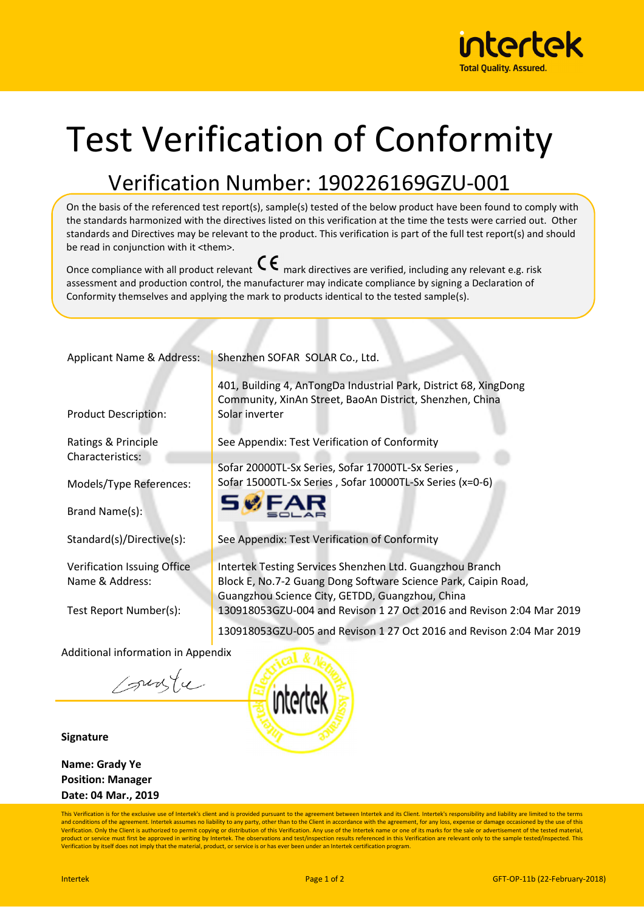# Test Verification of Conformity

## Verification Number: 190226169GZU-001

On the basis of the referenced test report(s), sample(s) tested of the below product have been found to comply with the standards harmonized with the directives listed on this verification at the time the tests were carried out. Other standards and Directives may be relevant to the product. This verification is part of the full test report(s) and should be read in conjunction with it <them>.

Once compliance with all product relevant CE mark directives are verified, including any relevant e.g. risk assessment and production control, the manufacturer may indicate compliance by signing a Declaration of Conformity themselves and applying the mark to products identical to the tested sample(s).

| | |
|---|---|
| Applicant Name & Address: | Shenzhen SOFAR SOLAR Co., Ltd.<br>401, Building 4, AnTongDa Industrial Park, District 68, XingDong Community, XinAn Street, BaoAn District, Shenzhen, China |
| Product Description: | Solar inverter |
| Ratings & Principle Characteristics: | See Appendix: Test Verification of Conformity |
| Models/Type References: | Sofar 20000TL-Sx Series, Sofar 17000TL-Sx Series , Sofar 15000TL-Sx Series , Sofar 10000TL-Sx Series (x=0-6) |
| Brand Name(s): | SOFAR SOLAR |
| Standard(s)/Directive(s): | See Appendix: Test Verification of Conformity |
| Verification Issuing Office Name & Address: | Intertek Testing Services Shenzhen Ltd. Guangzhou Branch<br>Block E, No.7-2 Guang Dong Software Science Park, Caipin Road, Guangzhou Science City, GETDD, Guangzhou, China |
| Test Report Number(s): | 130918053GZU-004 and Revison 1 27 Oct 2016 and Revison 2:04 Mar 2019<br>130918053GZU-005 and Revison 1 27 Oct 2016 and Revison 2:04 Mar 2019 |

Additional information in Appendix

**Signature**

**Name: Grady Ye**
**Position: Manager**
**Date: 04 Mar., 2019**

This Verification is for the exclusive use of Intertek's client and is provided pursuant to the agreement between Intertek and its Client. Intertek's responsibility and liability are limited to the terms and conditions of the agreement. Intertek assumes no liability to any party, other than to the Client in accordance with the agreement, for any loss, expense or damage occasioned by the use of this Verification. Only the Client is authorized to permit copying or distribution of this Verification. Any use of the Intertek name or one of its marks for the sale or advertisement of the tested material, product or service must first be approved in writing by Intertek. The observations and test/inspection results referenced in this Verification are relevant only to the sample tested/inspected. This Verification by itself does not imply that the material, product, or service is or has ever been under an Intertek certification program.

Intertek GFT-OP-11b (22-February-2018)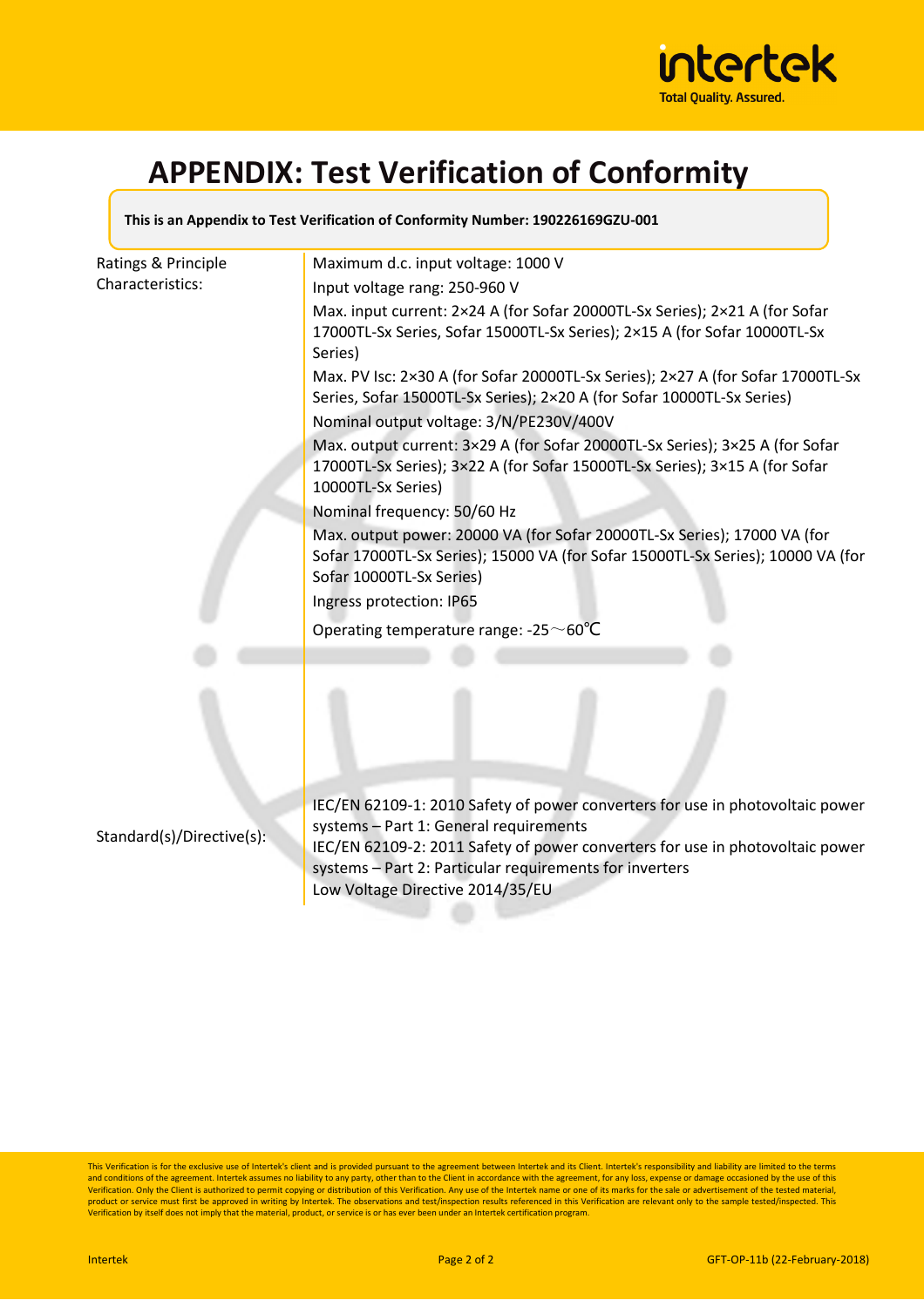# APPENDIX: Test Verification of Conformity

**This is an Appendix to Test Verification of Conformity Number: 190226169GZU-001**

| | |
|---|---|
| Ratings & Principle Characteristics: | Maximum d.c. input voltage: 1000 V<br>Input voltage rang: 250-960 V<br>Max. input current: 2×24 A (for Sofar 20000TL-Sx Series); 2×21 A (for Sofar 17000TL-Sx Series, Sofar 15000TL-Sx Series); 2×15 A (for Sofar 10000TL-Sx Series)<br>Max. PV Isc: 2×30 A (for Sofar 20000TL-Sx Series); 2×27 A (for Sofar 17000TL-Sx Series, Sofar 15000TL-Sx Series); 2×20 A (for Sofar 10000TL-Sx Series)<br>Nominal output voltage: 3/N/PE230V/400V<br>Max. output current: 3×29 A (for Sofar 20000TL-Sx Series); 3×25 A (for Sofar 17000TL-Sx Series); 3×22 A (for Sofar 15000TL-Sx Series); 3×15 A (for Sofar 10000TL-Sx Series)<br>Nominal frequency: 50/60 Hz<br>Max. output power: 20000 VA (for Sofar 20000TL-Sx Series); 17000 VA (for Sofar 17000TL-Sx Series); 15000 VA (for Sofar 15000TL-Sx Series); 10000 VA (for Sofar 10000TL-Sx Series)<br>Ingress protection: IP65<br>Operating temperature range: -25～60℃ |
| Standard(s)/Directive(s): | IEC/EN 62109-1: 2010 Safety of power converters for use in photovoltaic power systems – Part 1: General requirements<br>IEC/EN 62109-2: 2011 Safety of power converters for use in photovoltaic power systems – Part 2: Particular requirements for inverters<br>Low Voltage Directive 2014/35/EU |

This Verification is for the exclusive use of Intertek's client and is provided pursuant to the agreement between Intertek and its Client. Intertek's responsibility and liability are limited to the terms and conditions of the agreement. Intertek assumes no liability to any party, other than to the Client in accordance with the agreement, for any loss, expense or damage occasioned by the use of this Verification. Only the Client is authorized to permit copying or distribution of this Verification. Any use of the Intertek name or one of its marks for the sale or advertisement of the tested material, product or service must first be approved in writing by Intertek. The observations and test/inspection results referenced in this Verification are relevant only to the sample tested/inspected. This Verification by itself does not imply that the material, product, or service is or has ever been under an Intertek certification program.